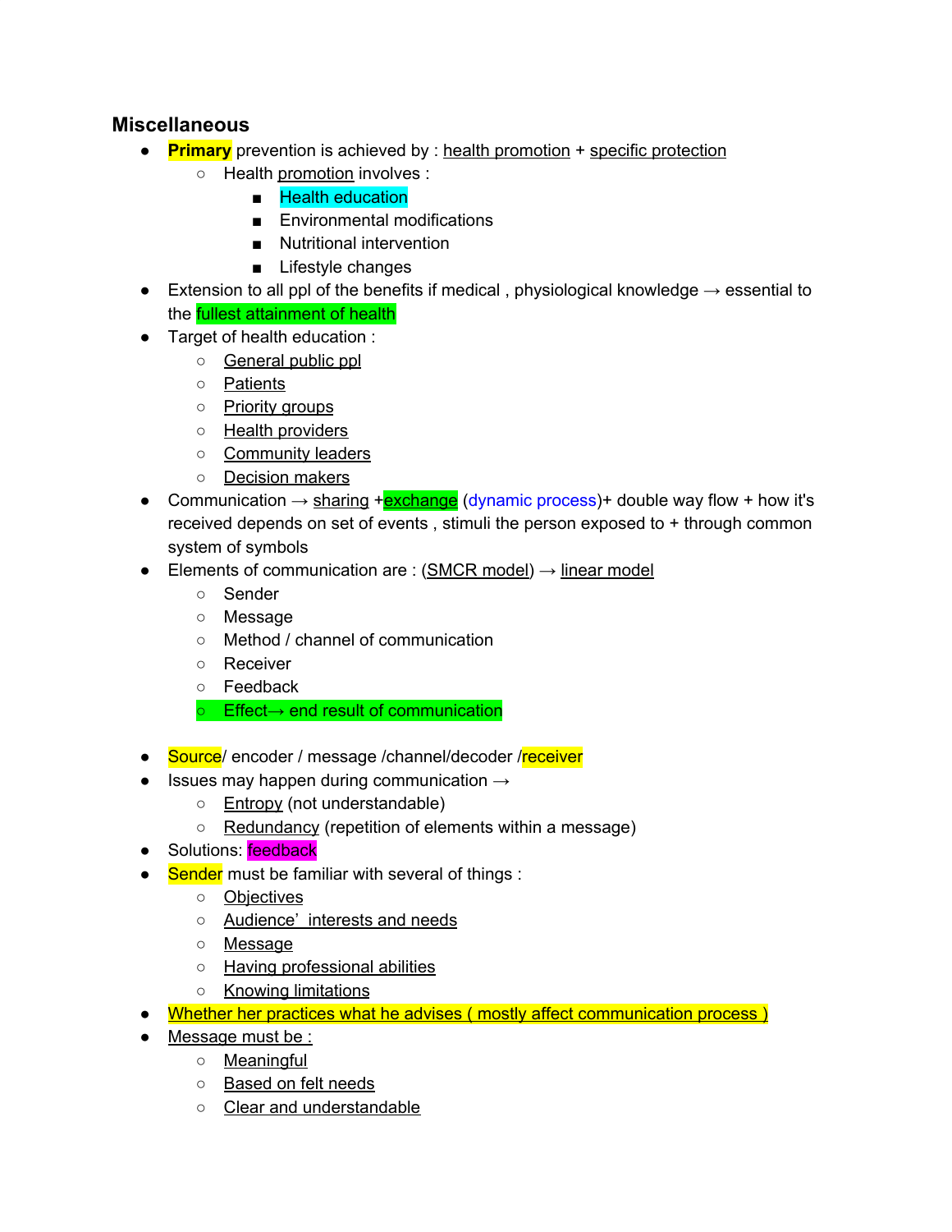## Miscellaneous

- **Primary** prevention is achieved by : health promotion + specific protection
  - Health promotion involves :
    - Health education
    - Environmental modifications
    - Nutritional intervention
    - Lifestyle changes
- Extension to all ppl of the benefits if medical , physiological knowledge → essential to the fullest attainment of health
- Target of health education :
  - General public ppl
  - Patients
  - Priority groups
  - Health providers
  - Community leaders
  - Decision makers
- Communication → sharing +exchange (dynamic process)+ double way flow + how it's received depends on set of events , stimuli the person exposed to + through common system of symbols
- Elements of communication are : (SMCR model) → linear model
  - Sender
  - Message
  - Method / channel of communication
  - Receiver
  - Feedback
  - Effect→ end result of communication

- Source/ encoder / message /channel/decoder /receiver
- Issues may happen during communication →
  - Entropy (not understandable)
  - Redundancy (repetition of elements within a message)
- Solutions: feedback
- Sender must be familiar with several of things :
  - Objectives
  - Audience' interests and needs
  - Message
  - Having professional abilities
  - Knowing limitations
- Whether her practices what he advises ( mostly affect communication process )
- Message must be :
  - Meaningful
  - Based on felt needs
  - Clear and understandable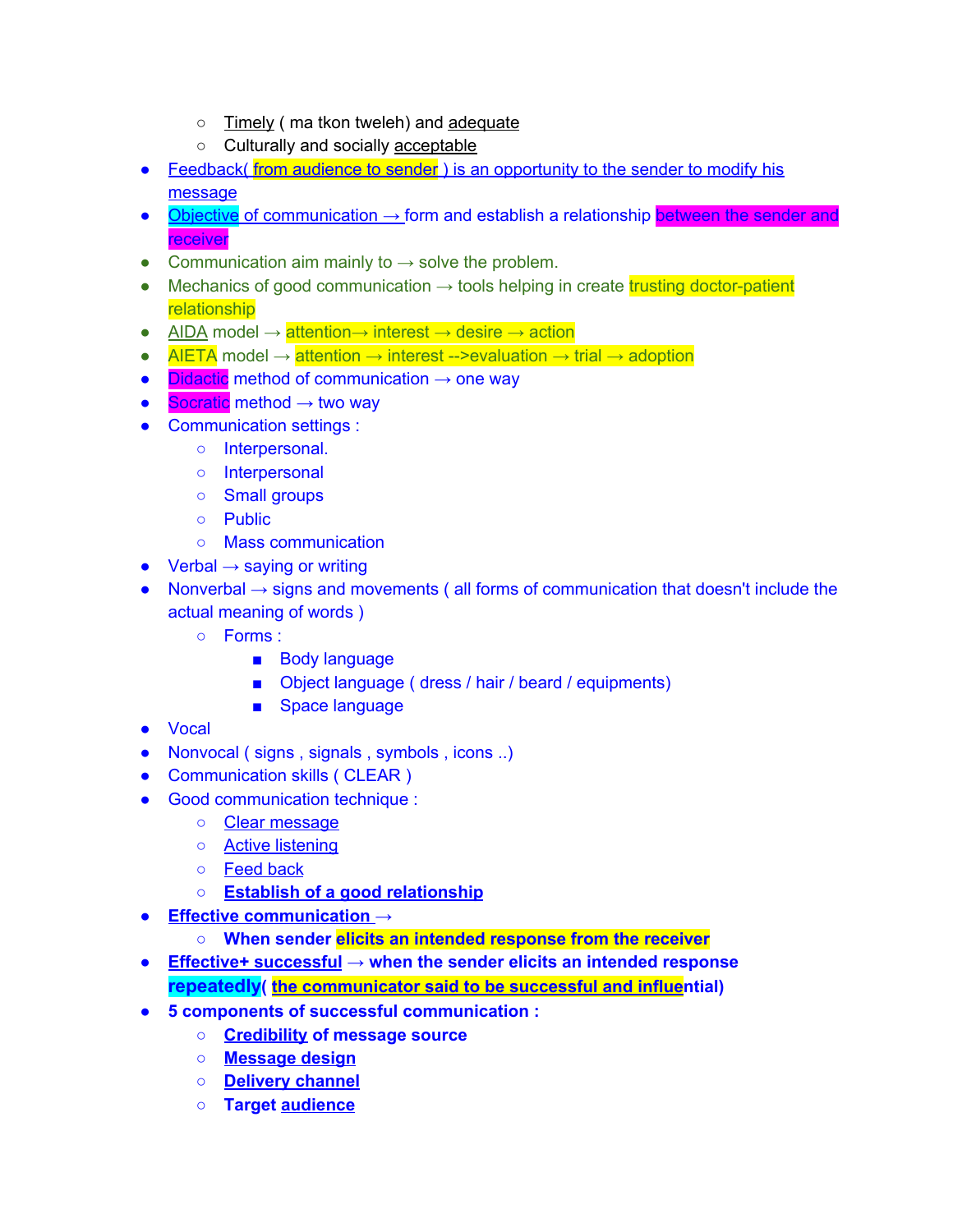- Timely ( ma tkon tweleh) and adequate
    - Culturally and socially acceptable
- Feedback( from audience to sender ) is an opportunity to the sender to modify his message
- Objective of communication → form and establish a relationship between the sender and receiver
- Communication aim mainly to → solve the problem.
- Mechanics of good communication → tools helping in create trusting doctor-patient relationship
- AIDA model → attention→ interest → desire → action
- AIETA model → attention → interest -->evaluation → trial → adoption
- Didactic method of communication → one way
- Socratic method → two way
- Communication settings :
    - Interpersonal.
    - Interpersonal
    - Small groups
    - Public
    - Mass communication
- Verbal → saying or writing
- Nonverbal → signs and movements ( all forms of communication that doesn't include the actual meaning of words )
    - Forms :
        - Body language
        - Object language ( dress / hair / beard / equipments)
        - Space language
- Vocal
- Nonvocal ( signs , signals , symbols , icons ..)
- Communication skills ( CLEAR )
- Good communication technique :
    - Clear message
    - Active listening
    - Feed back
    - **Establish of a good relationship**
- **Effective communication →**
    - **When sender elicits an intended response from the receiver**
- **Effective+ successful → when the sender elicits an intended response repeatedly( the communicator said to be successful and influential)**
- **5 components of successful communication :**
    - **Credibility of message source**
    - **Message design**
    - **Delivery channel**
    - **Target audience**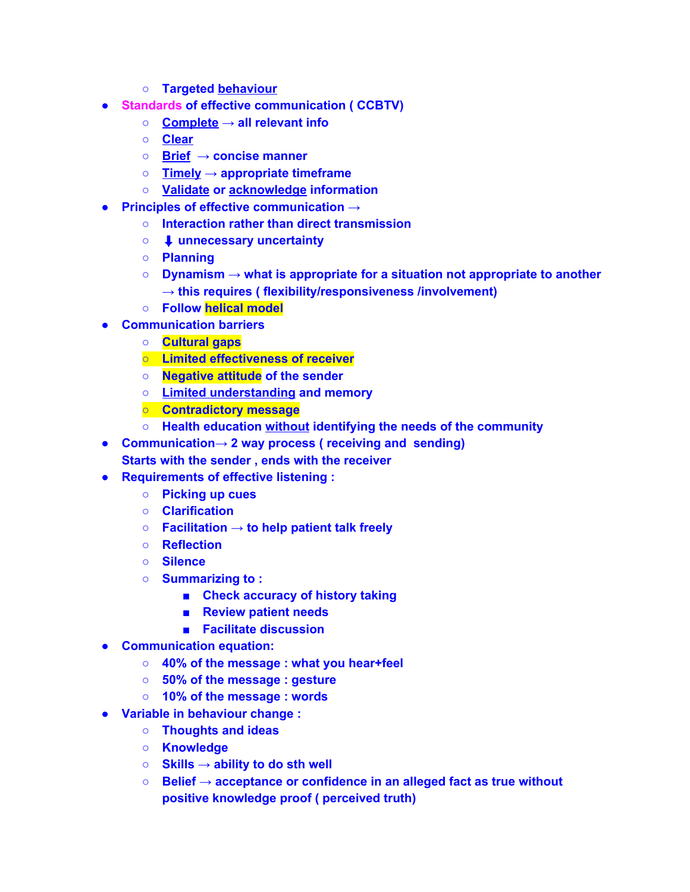- Targeted behaviour
- **Standards of effective communication ( CCBTV)**
  - Complete → all relevant info
  - Clear
  - Brief → concise manner
  - Timely → appropriate timeframe
  - Validate or acknowledge information
- **Principles of effective communication →**
  - Interaction rather than direct transmission
  - ⬇ unnecessary uncertainty
  - Planning
  - Dynamism → what is appropriate for a situation not appropriate to another → this requires ( flexibility/responsiveness /involvement)
  - Follow helical model
- **Communication barriers**
  - Cultural gaps
  - Limited effectiveness of receiver
  - Negative attitude of the sender
  - Limited understanding and memory
  - Contradictory message
  - Health education without identifying the needs of the community
- **Communication→ 2 way process ( receiving and sending)**
  Starts with the sender , ends with the receiver
- **Requirements of effective listening :**
  - Picking up cues
  - Clarification
  - Facilitation → to help patient talk freely
  - Reflection
  - Silence
  - Summarizing to :
    - Check accuracy of history taking
    - Review patient needs
    - Facilitate discussion
- **Communication equation:**
  - 40% of the message : what you hear+feel
  - 50% of the message : gesture
  - 10% of the message : words
- **Variable in behaviour change :**
  - Thoughts and ideas
  - Knowledge
  - Skills → ability to do sth well
  - Belief → acceptance or confidence in an alleged fact as true without positive knowledge proof ( perceived truth)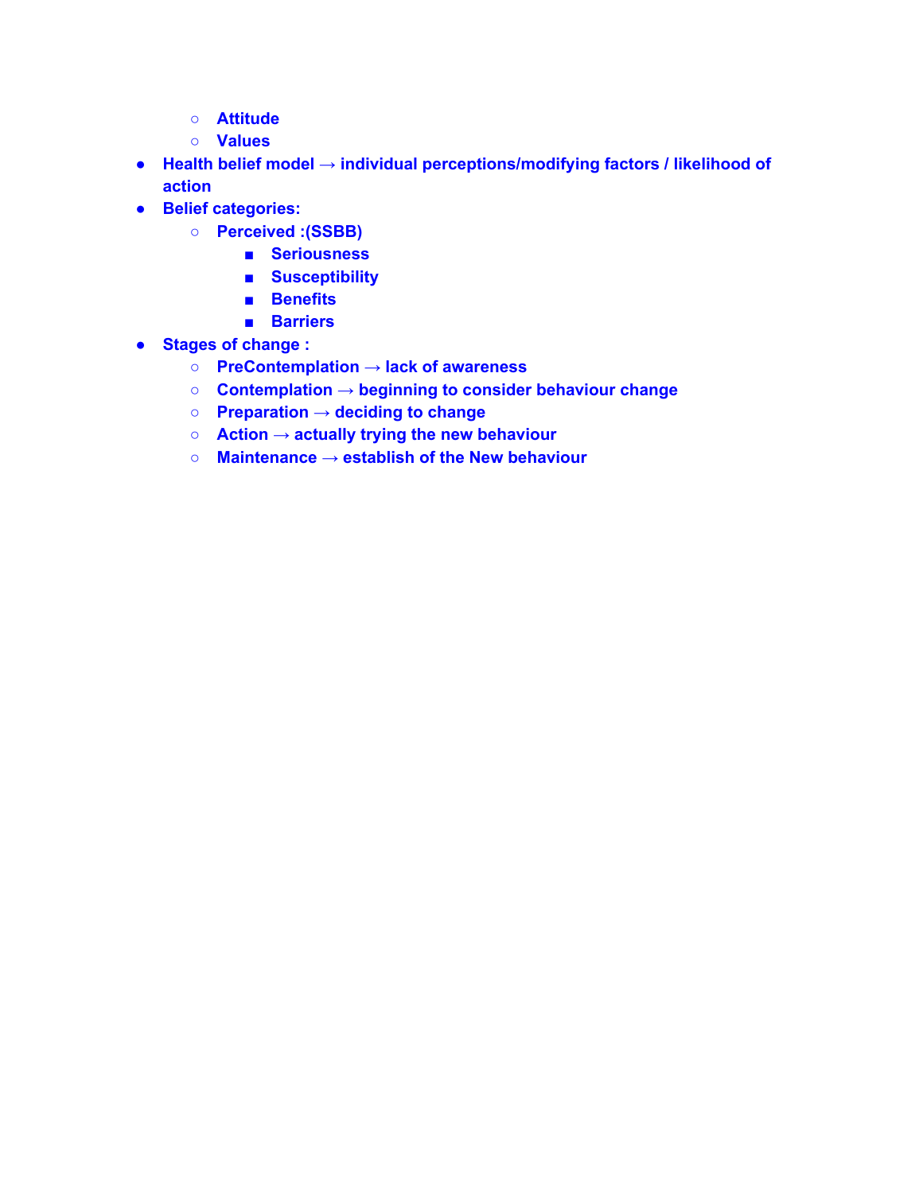- **Attitude**
- **Values**

- **Health belief model → individual perceptions/modifying factors / likelihood of action**
- **Belief categories:**
    - **Perceived :(SSBB)**
        - **Seriousness**
        - **Susceptibility**
        - **Benefits**
        - **Barriers**
- **Stages of change :**
    - **PreContemplation → lack of awareness**
    - **Contemplation → beginning to consider behaviour change**
    - **Preparation → deciding to change**
    - **Action → actually trying the new behaviour**
    - **Maintenance → establish of the New behaviour**